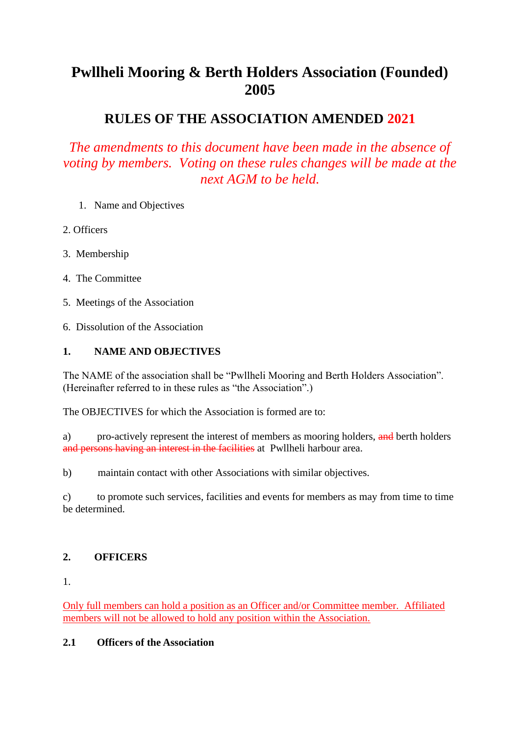# Pwllheli Mooring & Berth Holders Association (Founded) 2005

## RULES OF THE ASSOCIATION AMENDED 2021

*The amendments to this document have been made in the absence of voting by members. Voting on these rules changes will be made at the next AGM to be held.*

1. Name and Objectives
2. Officers
3. Membership
4. The Committee
5. Meetings of the Association
6. Dissolution of the Association

### 1. NAME AND OBJECTIVES

The NAME of the association shall be "Pwllheli Mooring and Berth Holders Association". (Hereinafter referred to in these rules as "the Association".)

The OBJECTIVES for which the Association is formed are to:

a) pro-actively represent the interest of members as mooring holders, ~~and~~ berth holders ~~and persons having an interest in the facilities~~ at Pwllheli harbour area.

b) maintain contact with other Associations with similar objectives.

c) to promote such services, facilities and events for members as may from time to time be determined.

### 2. OFFICERS

1.

Only full members can hold a position as an Officer and/or Committee member. Affiliated members will not be allowed to hold any position within the Association.

**2.1 Officers of the Association**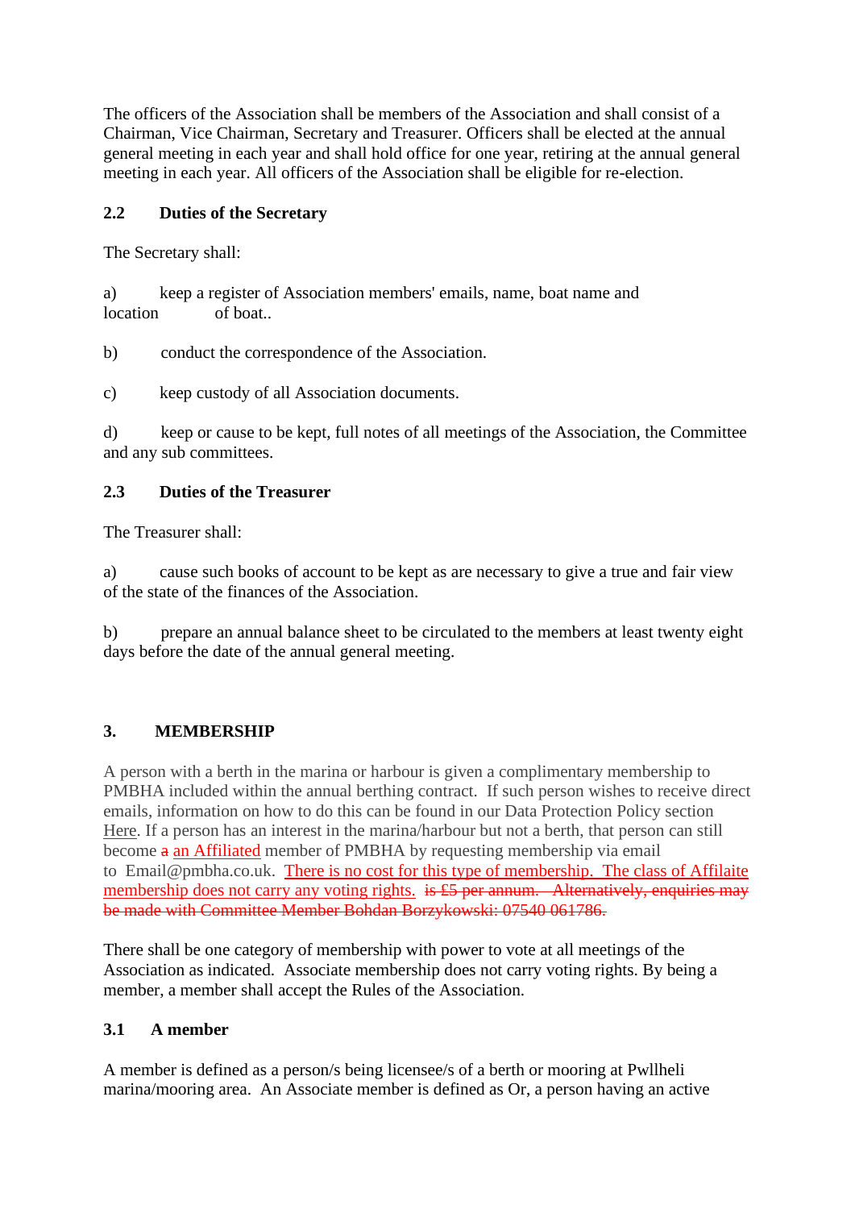The officers of the Association shall be members of the Association and shall consist of a Chairman, Vice Chairman, Secretary and Treasurer. Officers shall be elected at the annual general meeting in each year and shall hold office for one year, retiring at the annual general meeting in each year. All officers of the Association shall be eligible for re-election.

### 2.2 Duties of the Secretary

The Secretary shall:

a) keep a register of Association members' emails, name, boat name and location of boat..

b) conduct the correspondence of the Association.

c) keep custody of all Association documents.

d) keep or cause to be kept, full notes of all meetings of the Association, the Committee and any sub committees.

### 2.3 Duties of the Treasurer

The Treasurer shall:

a) cause such books of account to be kept as are necessary to give a true and fair view of the state of the finances of the Association.

b) prepare an annual balance sheet to be circulated to the members at least twenty eight days before the date of the annual general meeting.

## 3. MEMBERSHIP

A person with a berth in the marina or harbour is given a complimentary membership to PMBHA included within the annual berthing contract. If such person wishes to receive direct emails, information on how to do this can be found in our Data Protection Policy section Here. If a person has an interest in the marina/harbour but not a berth, that person can still become ~~a~~ an Affiliated member of PMBHA by requesting membership via email to Email@pmbha.co.uk. There is no cost for this type of membership. The class of Affilaite membership does not carry any voting rights. ~~is £5 per annum. Alternatively, enquiries may be made with Committee Member Bohdan Borzykowski: 07540 061786.~~

There shall be one category of membership with power to vote at all meetings of the Association as indicated. Associate membership does not carry voting rights. By being a member, a member shall accept the Rules of the Association.

### 3.1 A member

A member is defined as a person/s being licensee/s of a berth or mooring at Pwllheli marina/mooring area. An Associate member is defined as Or, a person having an active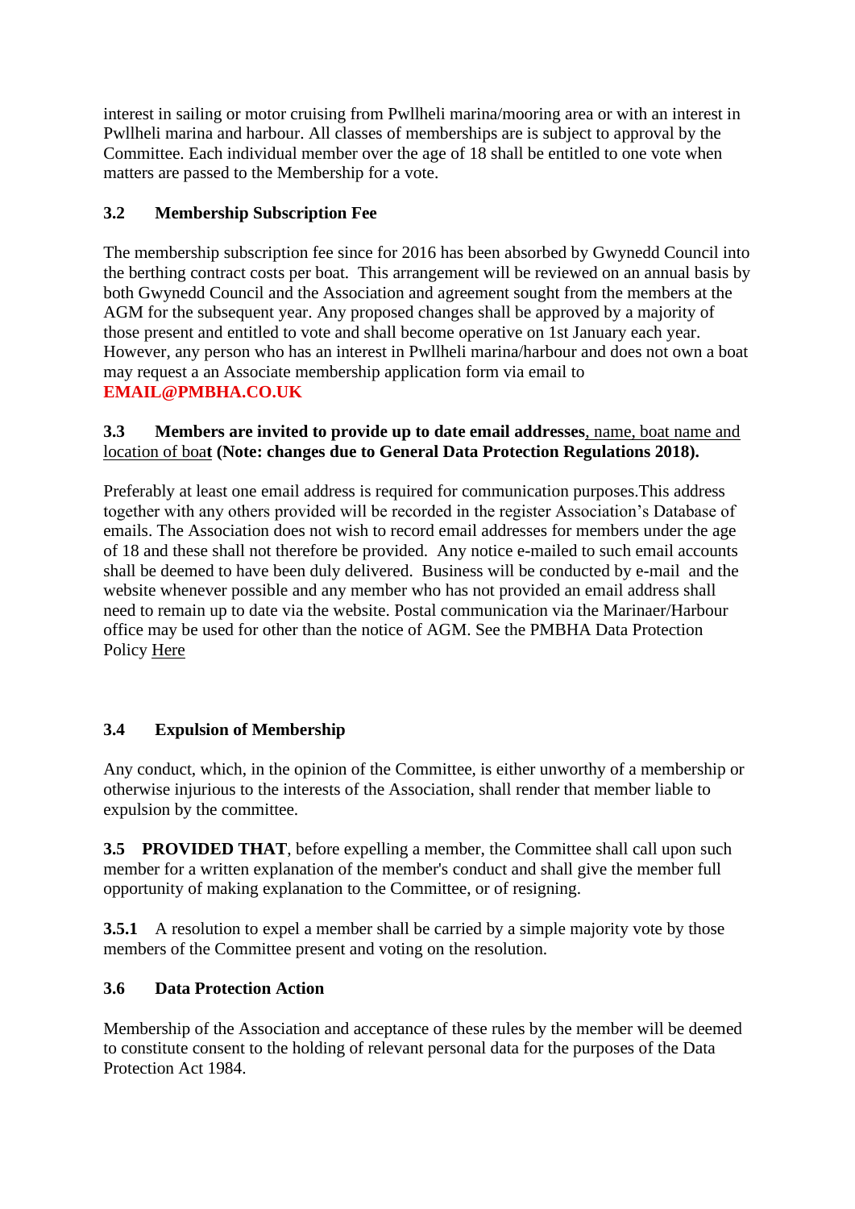interest in sailing or motor cruising from Pwllheli marina/mooring area or with an interest in Pwllheli marina and harbour. All classes of memberships are is subject to approval by the Committee. Each individual member over the age of 18 shall be entitled to one vote when matters are passed to the Membership for a vote.

### 3.2 Membership Subscription Fee

The membership subscription fee since for 2016 has been absorbed by Gwynedd Council into the berthing contract costs per boat. This arrangement will be reviewed on an annual basis by both Gwynedd Council and the Association and agreement sought from the members at the AGM for the subsequent year. Any proposed changes shall be approved by a majority of those present and entitled to vote and shall become operative on 1st January each year. However, any person who has an interest in Pwllheli marina/harbour and does not own a boat may request a an Associate membership application form via email to **EMAIL@PMBHA.CO.UK**

### 3.3 Members are invited to provide up to date email addresses, name, boat name and location of boat (Note: changes due to General Data Protection Regulations 2018).

Preferably at least one email address is required for communication purposes.This address together with any others provided will be recorded in the register Association's Database of emails. The Association does not wish to record email addresses for members under the age of 18 and these shall not therefore be provided. Any notice e-mailed to such email accounts shall be deemed to have been duly delivered. Business will be conducted by e-mail and the website whenever possible and any member who has not provided an email address shall need to remain up to date via the website. Postal communication via the Marinaer/Harbour office may be used for other than the notice of AGM. See the PMBHA Data Protection Policy Here

### 3.4 Expulsion of Membership

Any conduct, which, in the opinion of the Committee, is either unworthy of a membership or otherwise injurious to the interests of the Association, shall render that member liable to expulsion by the committee.

**3.5 PROVIDED THAT**, before expelling a member, the Committee shall call upon such member for a written explanation of the member's conduct and shall give the member full opportunity of making explanation to the Committee, or of resigning.

**3.5.1** A resolution to expel a member shall be carried by a simple majority vote by those members of the Committee present and voting on the resolution.

### 3.6 Data Protection Action

Membership of the Association and acceptance of these rules by the member will be deemed to constitute consent to the holding of relevant personal data for the purposes of the Data Protection Act 1984.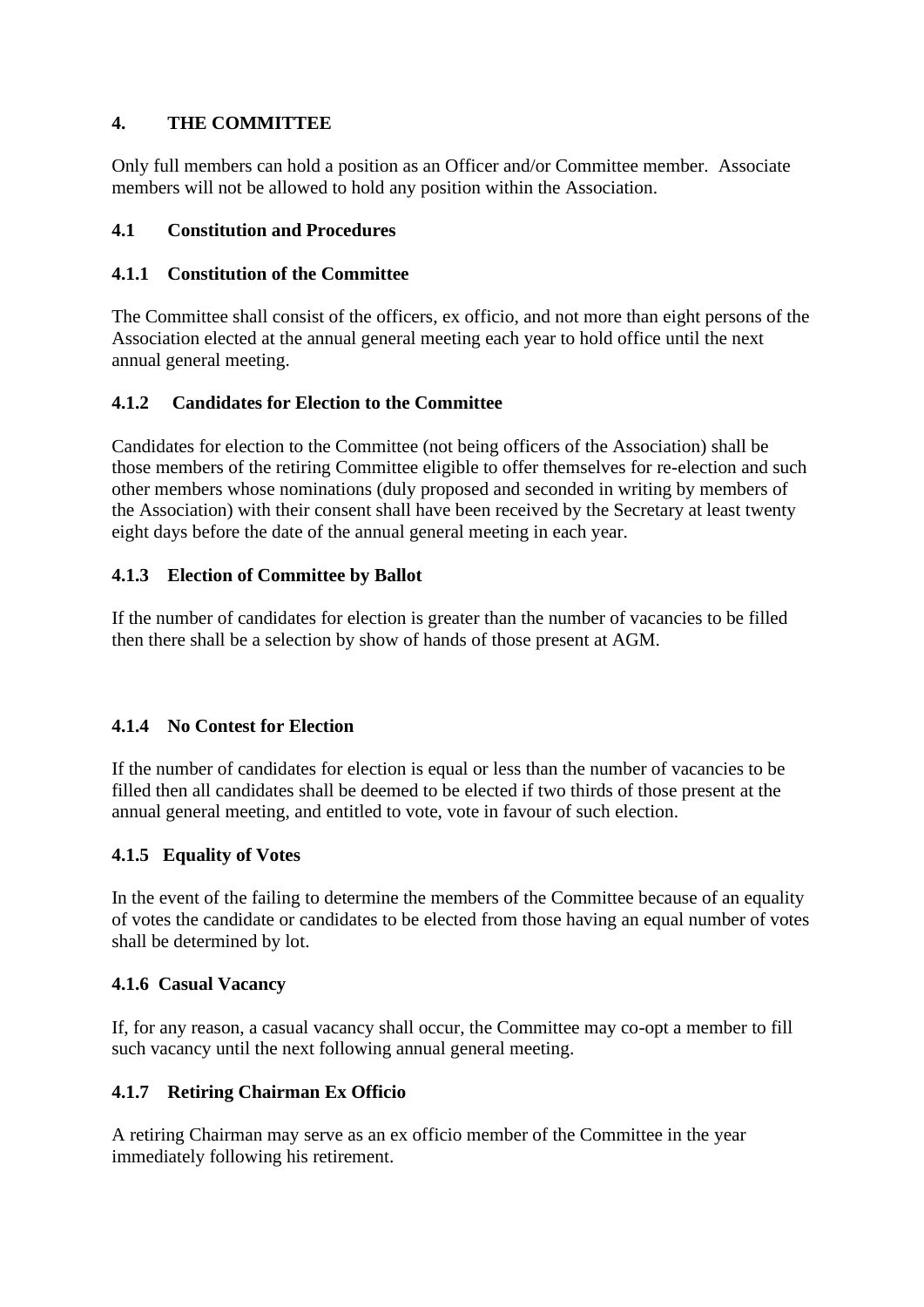## 4. THE COMMITTEE

Only full members can hold a position as an Officer and/or Committee member. Associate members will not be allowed to hold any position within the Association.

### 4.1 Constitution and Procedures

#### 4.1.1 Constitution of the Committee

The Committee shall consist of the officers, ex officio, and not more than eight persons of the Association elected at the annual general meeting each year to hold office until the next annual general meeting.

#### 4.1.2 Candidates for Election to the Committee

Candidates for election to the Committee (not being officers of the Association) shall be those members of the retiring Committee eligible to offer themselves for re-election and such other members whose nominations (duly proposed and seconded in writing by members of the Association) with their consent shall have been received by the Secretary at least twenty eight days before the date of the annual general meeting in each year.

#### 4.1.3 Election of Committee by Ballot

If the number of candidates for election is greater than the number of vacancies to be filled then there shall be a selection by show of hands of those present at AGM.

#### 4.1.4 No Contest for Election

If the number of candidates for election is equal or less than the number of vacancies to be filled then all candidates shall be deemed to be elected if two thirds of those present at the annual general meeting, and entitled to vote, vote in favour of such election.

#### 4.1.5 Equality of Votes

In the event of the failing to determine the members of the Committee because of an equality of votes the candidate or candidates to be elected from those having an equal number of votes shall be determined by lot.

#### 4.1.6 Casual Vacancy

If, for any reason, a casual vacancy shall occur, the Committee may co-opt a member to fill such vacancy until the next following annual general meeting.

#### 4.1.7 Retiring Chairman Ex Officio

A retiring Chairman may serve as an ex officio member of the Committee in the year immediately following his retirement.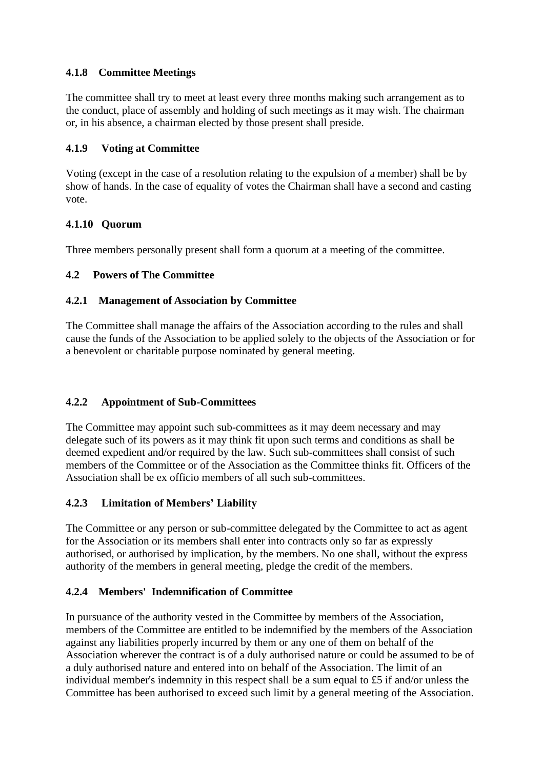#### 4.1.8 Committee Meetings

The committee shall try to meet at least every three months making such arrangement as to the conduct, place of assembly and holding of such meetings as it may wish. The chairman or, in his absence, a chairman elected by those present shall preside.

#### 4.1.9 Voting at Committee

Voting (except in the case of a resolution relating to the expulsion of a member) shall be by show of hands. In the case of equality of votes the Chairman shall have a second and casting vote.

#### 4.1.10 Quorum

Three members personally present shall form a quorum at a meeting of the committee.

### 4.2 Powers of The Committee

#### 4.2.1 Management of Association by Committee

The Committee shall manage the affairs of the Association according to the rules and shall cause the funds of the Association to be applied solely to the objects of the Association or for a benevolent or charitable purpose nominated by general meeting.

#### 4.2.2 Appointment of Sub-Committees

The Committee may appoint such sub-committees as it may deem necessary and may delegate such of its powers as it may think fit upon such terms and conditions as shall be deemed expedient and/or required by the law. Such sub-committees shall consist of such members of the Committee or of the Association as the Committee thinks fit. Officers of the Association shall be ex officio members of all such sub-committees.

#### 4.2.3 Limitation of Members' Liability

The Committee or any person or sub-committee delegated by the Committee to act as agent for the Association or its members shall enter into contracts only so far as expressly authorised, or authorised by implication, by the members. No one shall, without the express authority of the members in general meeting, pledge the credit of the members.

#### 4.2.4 Members' Indemnification of Committee

In pursuance of the authority vested in the Committee by members of the Association, members of the Committee are entitled to be indemnified by the members of the Association against any liabilities properly incurred by them or any one of them on behalf of the Association wherever the contract is of a duly authorised nature or could be assumed to be of a duly authorised nature and entered into on behalf of the Association. The limit of an individual member's indemnity in this respect shall be a sum equal to £5 if and/or unless the Committee has been authorised to exceed such limit by a general meeting of the Association.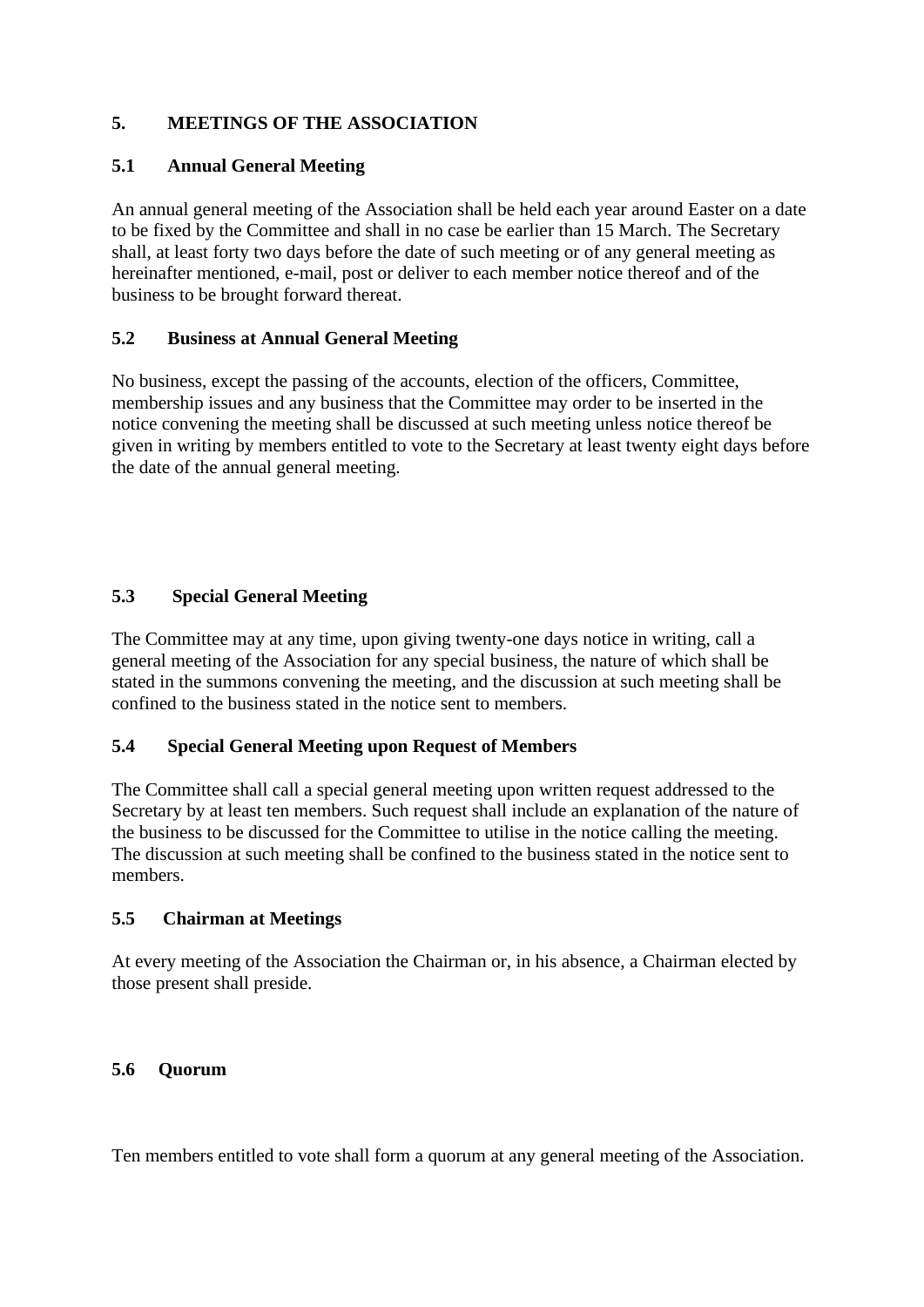## 5. MEETINGS OF THE ASSOCIATION

### 5.1 Annual General Meeting

An annual general meeting of the Association shall be held each year around Easter on a date to be fixed by the Committee and shall in no case be earlier than 15 March. The Secretary shall, at least forty two days before the date of such meeting or of any general meeting as hereinafter mentioned, e-mail, post or deliver to each member notice thereof and of the business to be brought forward thereat.

### 5.2 Business at Annual General Meeting

No business, except the passing of the accounts, election of the officers, Committee, membership issues and any business that the Committee may order to be inserted in the notice convening the meeting shall be discussed at such meeting unless notice thereof be given in writing by members entitled to vote to the Secretary at least twenty eight days before the date of the annual general meeting.

### 5.3 Special General Meeting

The Committee may at any time, upon giving twenty-one days notice in writing, call a general meeting of the Association for any special business, the nature of which shall be stated in the summons convening the meeting, and the discussion at such meeting shall be confined to the business stated in the notice sent to members.

### 5.4 Special General Meeting upon Request of Members

The Committee shall call a special general meeting upon written request addressed to the Secretary by at least ten members. Such request shall include an explanation of the nature of the business to be discussed for the Committee to utilise in the notice calling the meeting. The discussion at such meeting shall be confined to the business stated in the notice sent to members.

### 5.5 Chairman at Meetings

At every meeting of the Association the Chairman or, in his absence, a Chairman elected by those present shall preside.

### 5.6 Quorum

Ten members entitled to vote shall form a quorum at any general meeting of the Association.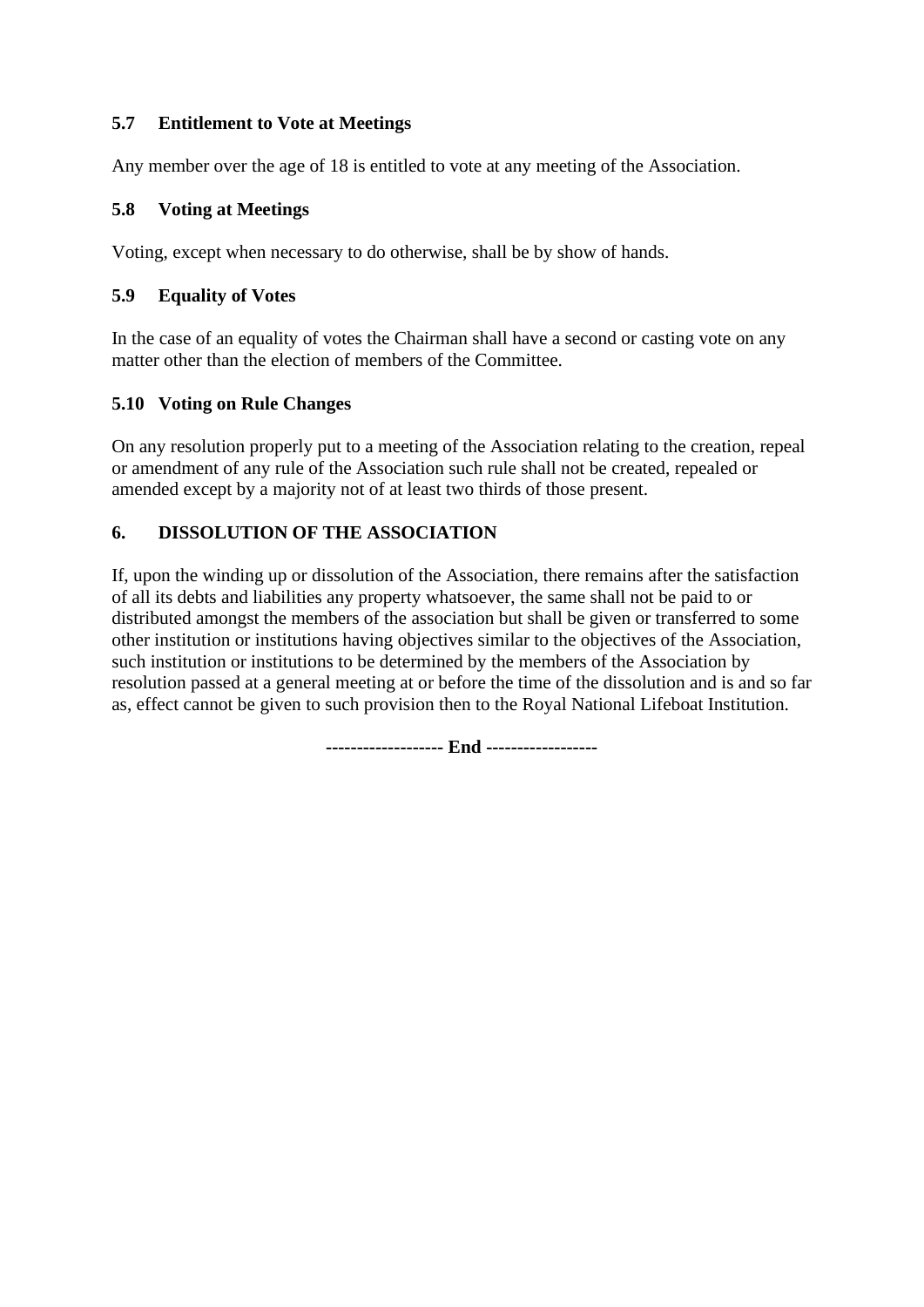### 5.7 Entitlement to Vote at Meetings

Any member over the age of 18 is entitled to vote at any meeting of the Association.

### 5.8 Voting at Meetings

Voting, except when necessary to do otherwise, shall be by show of hands.

### 5.9 Equality of Votes

In the case of an equality of votes the Chairman shall have a second or casting vote on any matter other than the election of members of the Committee.

### 5.10 Voting on Rule Changes

On any resolution properly put to a meeting of the Association relating to the creation, repeal or amendment of any rule of the Association such rule shall not be created, repealed or amended except by a majority not of at least two thirds of those present.

## 6. DISSOLUTION OF THE ASSOCIATION

If, upon the winding up or dissolution of the Association, there remains after the satisfaction of all its debts and liabilities any property whatsoever, the same shall not be paid to or distributed amongst the members of the association but shall be given or transferred to some other institution or institutions having objectives similar to the objectives of the Association, such institution or institutions to be determined by the members of the Association by resolution passed at a general meeting at or before the time of the dissolution and is and so far as, effect cannot be given to such provision then to the Royal National Lifeboat Institution.

**------------------- End ------------------**